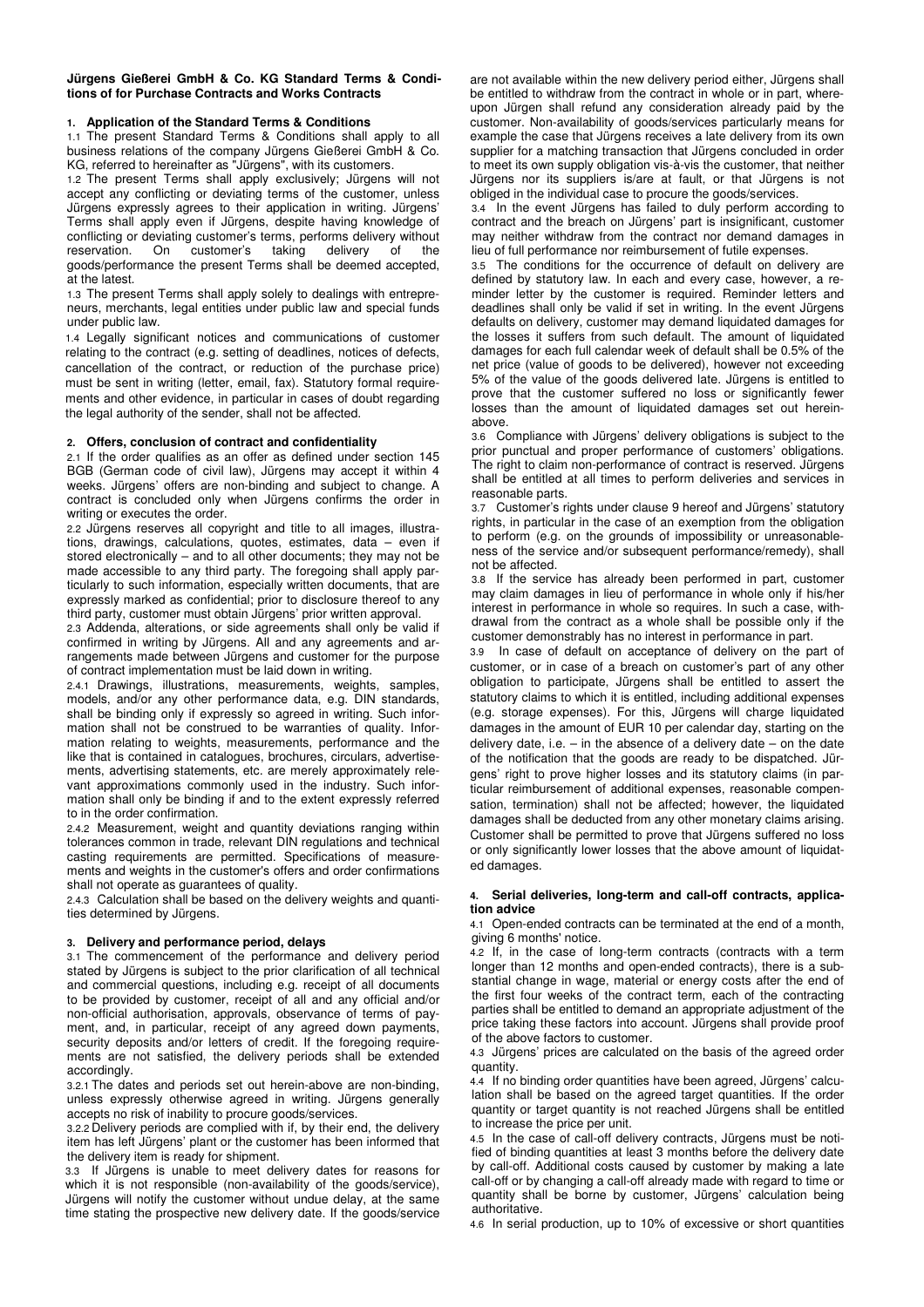**Jürgens Gießerei GmbH & Co. KG Standard Terms & Conditions of for Purchase Contracts and Works Contracts**

## 1. Application of the Standard Terms & Conditions

1.1 The present Standard Terms & Conditions shall apply to all business relations of the company Jürgens Gießerei GmbH & Co. KG, referred to hereinafter as "Jürgens", with its customers.

1.2 The present Terms shall apply exclusively; Jürgens will not accept any conflicting or deviating terms of the customer, unless Jürgens expressly agrees to their application in writing. Jürgens' Terms shall apply even if Jürgens, despite having knowledge of conflicting or deviating customer's terms, performs delivery without reservation. On customer's taking delivery of the goods/performance the present Terms shall be deemed accepted, at the latest.

1.3 The present Terms shall apply solely to dealings with entrepreneurs, merchants, legal entities under public law and special funds under public law.

1.4 Legally significant notices and communications of customer relating to the contract (e.g. setting of deadlines, notices of defects, cancellation of the contract, or reduction of the purchase price) must be sent in writing (letter, email, fax). Statutory formal requirements and other evidence, in particular in cases of doubt regarding the legal authority of the sender, shall not be affected.

## 2. Offers, conclusion of contract and confidentiality

2.1 If the order qualifies as an offer as defined under section 145 BGB (German code of civil law), Jürgens may accept it within 4 weeks. Jürgens' offers are non-binding and subject to change. A contract is concluded only when Jürgens confirms the order in writing or executes the order.

2.2 Jürgens reserves all copyright and title to all images, illustrations, drawings, calculations, quotes, estimates, data – even if stored electronically – and to all other documents; they may not be made accessible to any third party. The foregoing shall apply particularly to such information, especially written documents, that are expressly marked as confidential; prior to disclosure thereof to any third party, customer must obtain Jürgens' prior written approval.

2.3 Addenda, alterations, or side agreements shall only be valid if confirmed in writing by Jürgens. All and any agreements and arrangements made between Jürgens and customer for the purpose of contract implementation must be laid down in writing.

2.4.1 Drawings, illustrations, measurements, weights, samples, models, and/or any other performance data, e.g. DIN standards, shall be binding only if expressly so agreed in writing. Such information shall not be construed to be warranties of quality. Information relating to weights, measurements, performance and the like that is contained in catalogues, brochures, circulars, advertisements, advertising statements, etc. are merely approximately relevant approximations commonly used in the industry. Such information shall only be binding if and to the extent expressly referred to in the order confirmation.

2.4.2 Measurement, weight and quantity deviations ranging within tolerances common in trade, relevant DIN regulations and technical casting requirements are permitted. Specifications of measurements and weights in the customer's offers and order confirmations shall not operate as guarantees of quality.

2.4.3 Calculation shall be based on the delivery weights and quantities determined by Jürgens.

## 3. Delivery and performance period, delays

3.1 The commencement of the performance and delivery period stated by Jürgens is subject to the prior clarification of all technical and commercial questions, including e.g. receipt of all documents to be provided by customer, receipt of all and any official and/or non-official authorisation, approvals, observance of terms of payment, and, in particular, receipt of any agreed down payments, security deposits and/or letters of credit. If the foregoing requirements are not satisfied, the delivery periods shall be extended accordingly.

3.2.1 The dates and periods set out herein-above are non-binding, unless expressly otherwise agreed in writing. Jürgens generally accepts no risk of inability to procure goods/services.

3.2.2 Delivery periods are complied with if, by their end, the delivery item has left Jürgens' plant or the customer has been informed that the delivery item is ready for shipment.

3.3 If Jürgens is unable to meet delivery dates for reasons for which it is not responsible (non-availability of the goods/service), Jürgens will notify the customer without undue delay, at the same time stating the prospective new delivery date. If the goods/service are not available within the new delivery period either, Jürgens shall be entitled to withdraw from the contract in whole or in part, whereupon Jürgen shall refund any consideration already paid by the customer. Non-availability of goods/services particularly means for example the case that Jürgens receives a late delivery from its own supplier for a matching transaction that Jürgens concluded in order to meet its own supply obligation vis-à-vis the customer, that neither Jürgens nor its suppliers is/are at fault, or that Jürgens is not obliged in the individual case to procure the goods/services.

3.4 In the event Jürgens has failed to duly perform according to contract and the breach on Jürgens' part is insignificant, customer may neither withdraw from the contract nor demand damages in lieu of full performance nor reimbursement of futile expenses.

3.5 The conditions for the occurrence of default on delivery are defined by statutory law. In each and every case, however, a reminder letter by the customer is required. Reminder letters and deadlines shall only be valid if set in writing. In the event Jürgens defaults on delivery, customer may demand liquidated damages for the losses it suffers from such default. The amount of liquidated damages for each full calendar week of default shall be 0.5% of the net price (value of goods to be delivered), however not exceeding 5% of the value of the goods delivered late. Jürgens is entitled to prove that the customer suffered no loss or significantly fewer losses than the amount of liquidated damages set out hereinabove.

3.6 Compliance with Jürgens' delivery obligations is subject to the prior punctual and proper performance of customers' obligations. The right to claim non-performance of contract is reserved. Jürgens shall be entitled at all times to perform deliveries and services in reasonable parts.

3.7 Customer's rights under clause 9 hereof and Jürgens' statutory rights, in particular in the case of an exemption from the obligation to perform (e.g. on the grounds of impossibility or unreasonableness of the service and/or subsequent performance/remedy), shall not be affected.

3.8 If the service has already been performed in part, customer may claim damages in lieu of performance in whole only if his/her interest in performance in whole so requires. In such a case, withdrawal from the contract as a whole shall be possible only if the customer demonstrably has no interest in performance in part.

3.9 In case of default on acceptance of delivery on the part of customer, or in case of a breach on customer's part of any other obligation to participate, Jürgens shall be entitled to assert the statutory claims to which it is entitled, including additional expenses (e.g. storage expenses). For this, Jürgens will charge liquidated damages in the amount of EUR 10 per calendar day, starting on the delivery date, i.e. – in the absence of a delivery date – on the date of the notification that the goods are ready to be dispatched. Jürgens' right to prove higher losses and its statutory claims (in particular reimbursement of additional expenses, reasonable compensation, termination) shall not be affected; however, the liquidated damages shall be deducted from any other monetary claims arising. Customer shall be permitted to prove that Jürgens suffered no loss or only significantly lower losses that the above amount of liquidated damages.

## 4. Serial deliveries, long-term and call-off contracts, application advice

4.1 Open-ended contracts can be terminated at the end of a month, giving 6 months' notice.

4.2 If, in the case of long-term contracts (contracts with a term longer than 12 months and open-ended contracts), there is a substantial change in wage, material or energy costs after the end of the first four weeks of the contract term, each of the contracting parties shall be entitled to demand an appropriate adjustment of the price taking these factors into account. Jürgens shall provide proof of the above factors to customer.

4.3 Jürgens' prices are calculated on the basis of the agreed order quantity.

4.4 If no binding order quantities have been agreed, Jürgens' calculation shall be based on the agreed target quantities. If the order quantity or target quantity is not reached Jürgens shall be entitled to increase the price per unit.

4.5 In the case of call-off delivery contracts, Jürgens must be notified of binding quantities at least 3 months before the delivery date by call-off. Additional costs caused by customer by making a late call-off or by changing a call-off already made with regard to time or quantity shall be borne by customer, Jürgens' calculation being authoritative.

4.6 In serial production, up to 10% of excessive or short quantities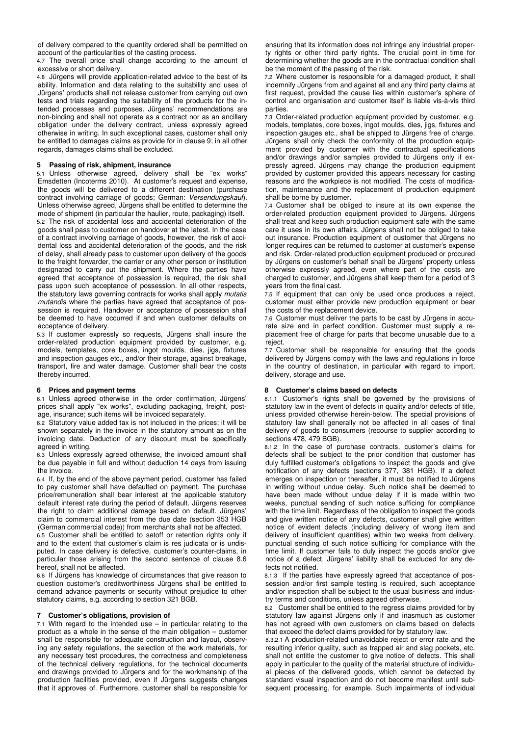of delivery compared to the quantity ordered shall be permitted on account of the particularities of the casting process.

4.7 The overall price shall change according to the amount of excessive or short delivery.

4.8 Jürgens will provide application-related advice to the best of its ability. Information and data relating to the suitability and uses of Jürgens' products shall not release customer from carrying out own tests and trials regarding the suitability of the products for the intended processes and purposes. Jürgens' recommendations are non-binding and shall not operate as a contract nor as an ancillary obligation under the delivery contract, unless expressly agreed otherwise in writing. In such exceptional cases, customer shall only be entitled to damages claims as provide for in clause 9; in all other regards, damages claims shall be excluded.

## 5 Passing of risk, shipment, insurance

5.1 Unless otherwise agreed, delivery shall be "ex works" Emsdetten (Incoterms 2010). At customer's request and expense, the goods will be delivered to a different destination (purchase contract involving carriage of goods; German: *Versendungskauf*). Unless otherwise agreed, Jürgens shall be entitled to determine the mode of shipment (in particular the haulier, route, packaging) itself.

5.2 The risk of accidental loss and accidental deterioration of the goods shall pass to customer on handover at the latest. In the case of a contract involving carriage of goods, however, the risk of accidental loss and accidental deterioration of the goods, and the risk of delay, shall already pass to customer upon delivery of the goods to the freight forwarder, the carrier or any other person or institution designated to carry out the shipment. Where the parties have agreed that acceptance of possession is required, the risk shall pass upon such acceptance of possession. In all other respects, the statutory laws governing contracts for works shall apply *mutatis mutandis* where the parties have agreed that acceptance of possession is required. Handover or acceptance of possession shall be deemed to have occurred if and when customer defaults on acceptance of delivery.

5.3 If customer expressly so requests, Jürgens shall insure the order-related production equipment provided by customer, e.g. models, templates, core boxes, ingot moulds, dies, jigs, fixtures and inspection gauges etc., and/or their storage, against breakage, transport, fire and water damage. Customer shall bear the costs thereby incurred.

## 6 Prices and payment terms

6.1 Unless agreed otherwise in the order confirmation, Jürgens' prices shall apply "ex works", excluding packaging, freight, postage, insurance; such items will be invoiced separately.

6.2 Statutory value added tax is not included in the prices; it will be shown separately in the invoice in the statutory amount as on the invoicing date. Deduction of any discount must be specifically agreed in writing.

6.3 Unless expressly agreed otherwise, the invoiced amount shall be due payable in full and without deduction 14 days from issuing the invoice.

6.4 If, by the end of the above payment period, customer has failed to pay customer shall have defaulted on payment. The purchase price/remuneration shall bear interest at the applicable statutory default interest rate during the period of default. Jürgens reserves the right to claim additional damage based on default. Jürgens' claim to commercial interest from the due date (section 353 HGB (German commercial code)) from merchants shall not be affected.

6.5 Customer shall be entitled to setoff or retention rights only if and to the extent that customer's claim is res judicata or is undisputed. In case delivery is defective, customer's counter-claims, in particular those arising from the second sentence of clause 8.6 hereof, shall not be affected.

6.6 If Jürgens has knowledge of circumstances that give reason to question customer's creditworthiness Jürgens shall be entitled to demand advance payments or security without prejudice to other statutory claims, e.g. according to section 321 BGB.

## 7 Customer's obligations, provision of

7.1 With regard to the intended use – in particular relating to the product as a whole in the sense of the main obligation – customer shall be responsible for adequate construction and layout, observing any safety regulations, the selection of the work materials, for any necessary test procedures, the correctness and completeness of the technical delivery regulations, for the technical documents and drawings provided to Jürgens and for the workmanship of the production facilities provided, even if Jürgens suggests changes that it approves of. Furthermore, customer shall be responsible for ensuring that its information does not infringe any industrial property rights or other third party rights. The crucial point in time for determining whether the goods are in the contractual condition shall be the moment of the passing of the risk.

7.2 Where customer is responsible for a damaged product, it shall indemnify Jürgens from and against all and any third party claims at first request, provided the cause lies within customer's sphere of control and organisation and customer itself is liable vis-à-vis third parties.

7.3 Order-related production equipment provided by customer, e.g. models, templates, core boxes, ingot moulds, dies, jigs, fixtures and inspection gauges etc., shall be shipped to Jürgens free of charge. Jürgens shall only check the conformity of the production equipment provided by customer with the contractual specifications and/or drawings and/or samples provided to Jürgens only if expressly agreed. Jürgens may change the production equipment provided by customer provided this appears necessary for casting reasons and the workpiece is not modified. The costs of modification, maintenance and the replacement of production equipment shall be borne by customer.

7.4 Customer shall be obliged to insure at its own expense the order-related production equipment provided to Jürgens. Jürgens shall treat and keep such production equipment safe with the same care it uses in its own affairs. Jürgens shall not be obliged to take out insurance. Production equipment of customer that Jürgens no longer requires can be returned to customer at customer's expense and risk. Order-related production equipment produced or procured by Jürgens on customer's behalf shall be Jürgens' property unless otherwise expressly agreed, even where part of the costs are charged to customer, and Jürgens shall keep them for a period of 3 years from the final cast.

7.5 If equipment that can only be used once produces a reject, customer must either provide new production equipment or bear the costs of the replacement device.

7.6 Customer must deliver the parts to be cast by Jürgens in accurate size and in perfect condition. Customer must supply a replacement free of charge for parts that become unusable due to a reject.

7.7 Customer shall be responsible for ensuring that the goods delivered by Jürgens comply with the laws and regulations in force in the country of destination, in particular with regard to import, delivery, storage and use.

## 8 Customer's claims based on defects

8.1.1 Customer's rights shall be governed by the provisions of statutory law in the event of defects in quality and/or defects of title, unless provided otherwise herein-below. The special provisions of statutory law shall generally not be affected in all cases of final delivery of goods to consumers (recourse to supplier according to sections 478, 479 BGB).

8.1.2 In the case of purchase contracts, customer's claims for defects shall be subject to the prior condition that customer has duly fulfilled customer's obligations to inspect the goods and give notification of any defects (sections 377, 381 HGB). If a defect emerges on inspection or thereafter, it must be notified to Jürgens in writing without undue delay. Such notice shall be deemed to have been made without undue delay if it is made within two weeks, punctual sending of such notice sufficing for compliance with the time limit. Regardless of the obligation to inspect the goods and give written notice of any defects, customer shall give written notice of evident defects (including delivery of wrong item and delivery of insufficient quantities) within two weeks from delivery, punctual sending of such notice sufficing for compliance with the time limit. If customer fails to duly inspect the goods and/or give notice of a defect, Jürgens' liability shall be excluded for any defects not notified.

8.1.3 If the parties have expressly agreed that acceptance of possession and/or first sample testing is required, such acceptance and/or inspection shall be subject to the usual business and industry terms and conditions, unless agreed otherwise.

8.2 Customer shall be entitled to the regress claims provided for by statutory law against Jürgens only if and inasmuch as customer has not agreed with own customers on claims based on defects that exceed the defect claims provided for by statutory law.

8.3.2.1 A production-related unavoidable reject or error rate and the resulting inferior quality, such as trapped air and slag pockets, etc. shall not entitle the customer to give notice of defects. This shall apply in particular to the quality of the material structure of individual pieces of the delivered goods, which cannot be detected by standard visual inspection and do not become manifest until subsequent processing, for example. Such impairments of individual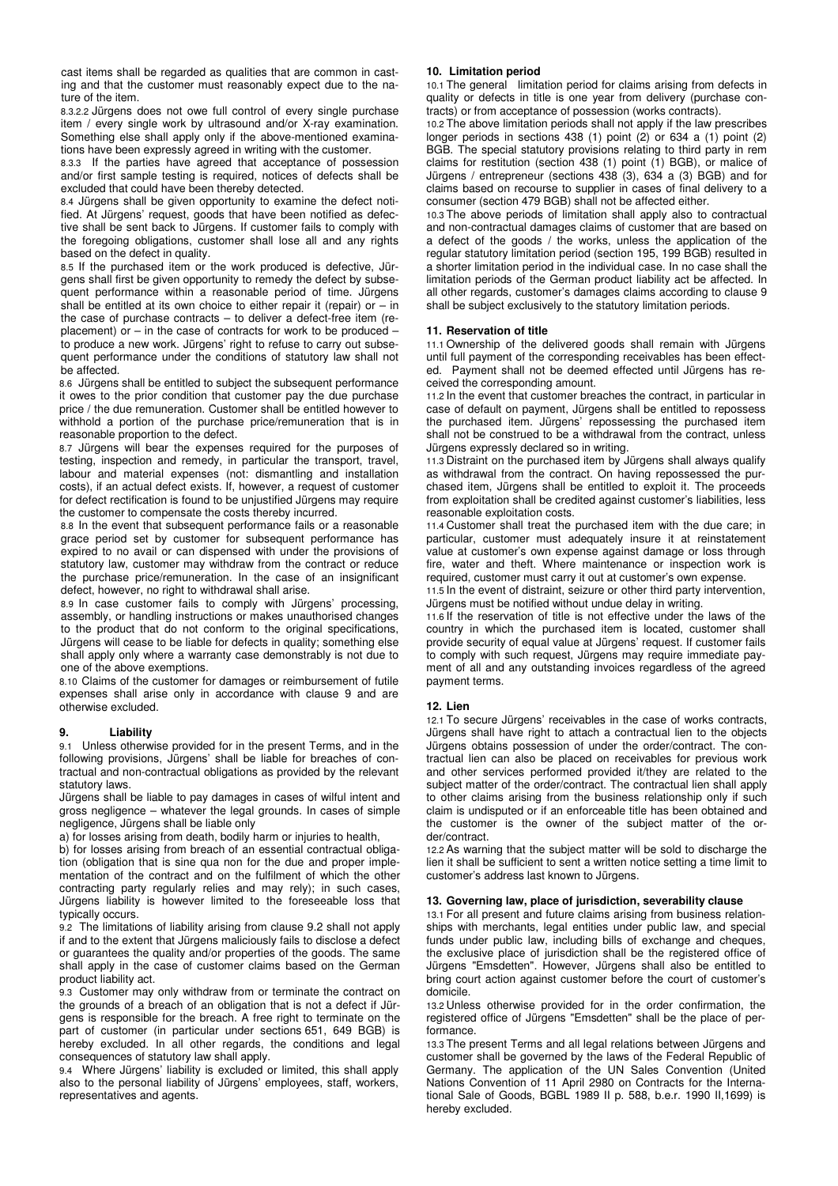cast items shall be regarded as qualities that are common in casting and that the customer must reasonably expect due to the nature of the item.

8.3.2.2 Jürgens does not owe full control of every single purchase item / every single work by ultrasound and/or X-ray examination. Something else shall apply only if the above-mentioned examinations have been expressly agreed in writing with the customer.

8.3.3 If the parties have agreed that acceptance of possession and/or first sample testing is required, notices of defects shall be excluded that could have been thereby detected.

8.4 Jürgens shall be given opportunity to examine the defect notified. At Jürgens' request, goods that have been notified as defective shall be sent back to Jürgens. If customer fails to comply with the foregoing obligations, customer shall lose all and any rights based on the defect in quality.

8.5 If the purchased item or the work produced is defective, Jürgens shall first be given opportunity to remedy the defect by subsequent performance within a reasonable period of time. Jürgens shall be entitled at its own choice to either repair it (repair) or – in the case of purchase contracts – to deliver a defect-free item (replacement) or – in the case of contracts for work to be produced – to produce a new work. Jürgens' right to refuse to carry out subsequent performance under the conditions of statutory law shall not be affected.

8.6 Jürgens shall be entitled to subject the subsequent performance it owes to the prior condition that customer pay the due purchase price / the due remuneration. Customer shall be entitled however to withhold a portion of the purchase price/remuneration that is in reasonable proportion to the defect.

8.7 Jürgens will bear the expenses required for the purposes of testing, inspection and remedy, in particular the transport, travel, labour and material expenses (not: dismantling and installation costs), if an actual defect exists. If, however, a request of customer for defect rectification is found to be unjustified Jürgens may require the customer to compensate the costs thereby incurred.

8.8 In the event that subsequent performance fails or a reasonable grace period set by customer for subsequent performance has expired to no avail or can dispensed with under the provisions of statutory law, customer may withdraw from the contract or reduce the purchase price/remuneration. In the case of an insignificant defect, however, no right to withdrawal shall arise.

8.9 In case customer fails to comply with Jürgens' processing, assembly, or handling instructions or makes unauthorised changes to the product that do not conform to the original specifications, Jürgens will cease to be liable for defects in quality; something else shall apply only where a warranty case demonstrably is not due to one of the above exemptions.

8.10 Claims of the customer for damages or reimbursement of futile expenses shall arise only in accordance with clause 9 and are otherwise excluded.

## 9. Liability

9.1 Unless otherwise provided for in the present Terms, and in the following provisions, Jürgens' shall be liable for breaches of contractual and non-contractual obligations as provided by the relevant statutory laws.

Jürgens shall be liable to pay damages in cases of wilful intent and gross negligence – whatever the legal grounds. In cases of simple negligence, Jürgens shall be liable only

a) for losses arising from death, bodily harm or injuries to health,

b) for losses arising from breach of an essential contractual obligation (obligation that is sine qua non for the due and proper implementation of the contract and on the fulfilment of which the other contracting party regularly relies and may rely); in such cases, Jürgens liability is however limited to the foreseeable loss that typically occurs.

9.2 The limitations of liability arising from clause 9.2 shall not apply if and to the extent that Jürgens maliciously fails to disclose a defect or guarantees the quality and/or properties of the goods. The same shall apply in the case of customer claims based on the German product liability act.

9.3 Customer may only withdraw from or terminate the contract on the grounds of a breach of an obligation that is not a defect if Jürgens is responsible for the breach. A free right to terminate on the part of customer (in particular under sections 651, 649 BGB) is hereby excluded. In all other regards, the conditions and legal consequences of statutory law shall apply.

9.4 Where Jürgens' liability is excluded or limited, this shall apply also to the personal liability of Jürgens' employees, staff, workers, representatives and agents.

## 10. Limitation period

10.1 The general limitation period for claims arising from defects in quality or defects in title is one year from delivery (purchase contracts) or from acceptance of possession (works contracts).

10.2 The above limitation periods shall not apply if the law prescribes longer periods in sections 438 (1) point (2) or 634 a (1) point (2) BGB. The special statutory provisions relating to third party in rem claims for restitution (section 438 (1) point (1) BGB), or malice of Jürgens / entrepreneur (sections 438 (3), 634 a (3) BGB) and for claims based on recourse to supplier in cases of final delivery to a consumer (section 479 BGB) shall not be affected either.

10.3 The above periods of limitation shall apply also to contractual and non-contractual damages claims of customer that are based on a defect of the goods / the works, unless the application of the regular statutory limitation period (section 195, 199 BGB) resulted in a shorter limitation period in the individual case. In no case shall the limitation periods of the German product liability act be affected. In all other regards, customer's damages claims according to clause 9 shall be subject exclusively to the statutory limitation periods.

## 11. Reservation of title

11.1 Ownership of the delivered goods shall remain with Jürgens until full payment of the corresponding receivables has been effected. Payment shall not be deemed effected until Jürgens has received the corresponding amount.

11.2 In the event that customer breaches the contract, in particular in case of default on payment, Jürgens shall be entitled to repossess the purchased item. Jürgens' repossessing the purchased item shall not be construed to be a withdrawal from the contract, unless Jürgens expressly declared so in writing.

11.3 Distraint on the purchased item by Jürgens shall always qualify as withdrawal from the contract. On having repossessed the purchased item, Jürgens shall be entitled to exploit it. The proceeds from exploitation shall be credited against customer's liabilities, less reasonable exploitation costs.

11.4 Customer shall treat the purchased item with the due care; in particular, customer must adequately insure it at reinstatement value at customer's own expense against damage or loss through fire, water and theft. Where maintenance or inspection work is required, customer must carry it out at customer's own expense.

11.5 In the event of distraint, seizure or other third party intervention, Jürgens must be notified without undue delay in writing.

11.6 If the reservation of title is not effective under the laws of the country in which the purchased item is located, customer shall provide security of equal value at Jürgens' request. If customer fails to comply with such request, Jürgens may require immediate payment of all and any outstanding invoices regardless of the agreed payment terms.

## 12. Lien

12.1 To secure Jürgens' receivables in the case of works contracts, Jürgens shall have right to attach a contractual lien to the objects Jürgens obtains possession of under the order/contract. The contractual lien can also be placed on receivables for previous work and other services performed provided it/they are related to the subject matter of the order/contract. The contractual lien shall apply to other claims arising from the business relationship only if such claim is undisputed or if an enforceable title has been obtained and the customer is the owner of the subject matter of the order/contract.

12.2 As warning that the subject matter will be sold to discharge the lien it shall be sufficient to sent a written notice setting a time limit to customer's address last known to Jürgens.

## 13. Governing law, place of jurisdiction, severability clause

13.1 For all present and future claims arising from business relationships with merchants, legal entities under public law, and special funds under public law, including bills of exchange and cheques, the exclusive place of jurisdiction shall be the registered office of Jürgens "Emsdetten". However, Jürgens shall also be entitled to bring court action against customer before the court of customer's domicile.

13.2 Unless otherwise provided for in the order confirmation, the registered office of Jürgens "Emsdetten" shall be the place of performance.

13.3 The present Terms and all legal relations between Jürgens and customer shall be governed by the laws of the Federal Republic of Germany. The application of the UN Sales Convention (United Nations Convention of 11 April 2980 on Contracts for the International Sale of Goods, BGBL 1989 II p. 588, b.e.r. 1990 II,1699) is hereby excluded.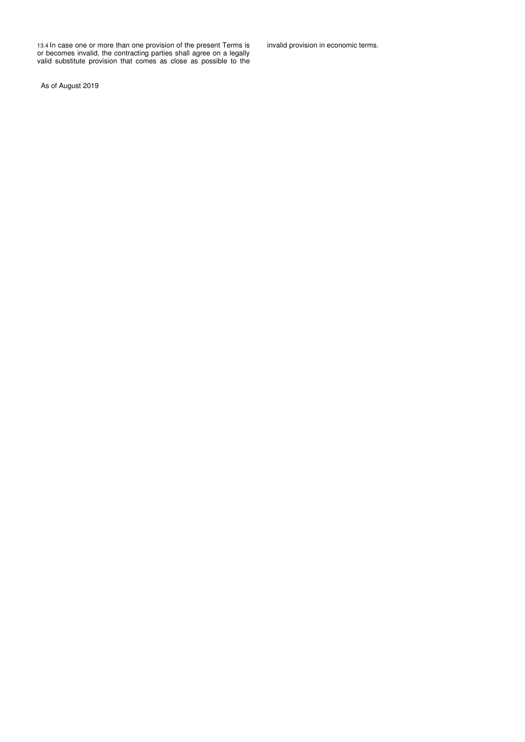13.4 In case one or more than one provision of the present Terms is or becomes invalid, the contracting parties shall agree on a legally valid substitute provision that comes as close as possible to the invalid provision in economic terms.

As of August 2019